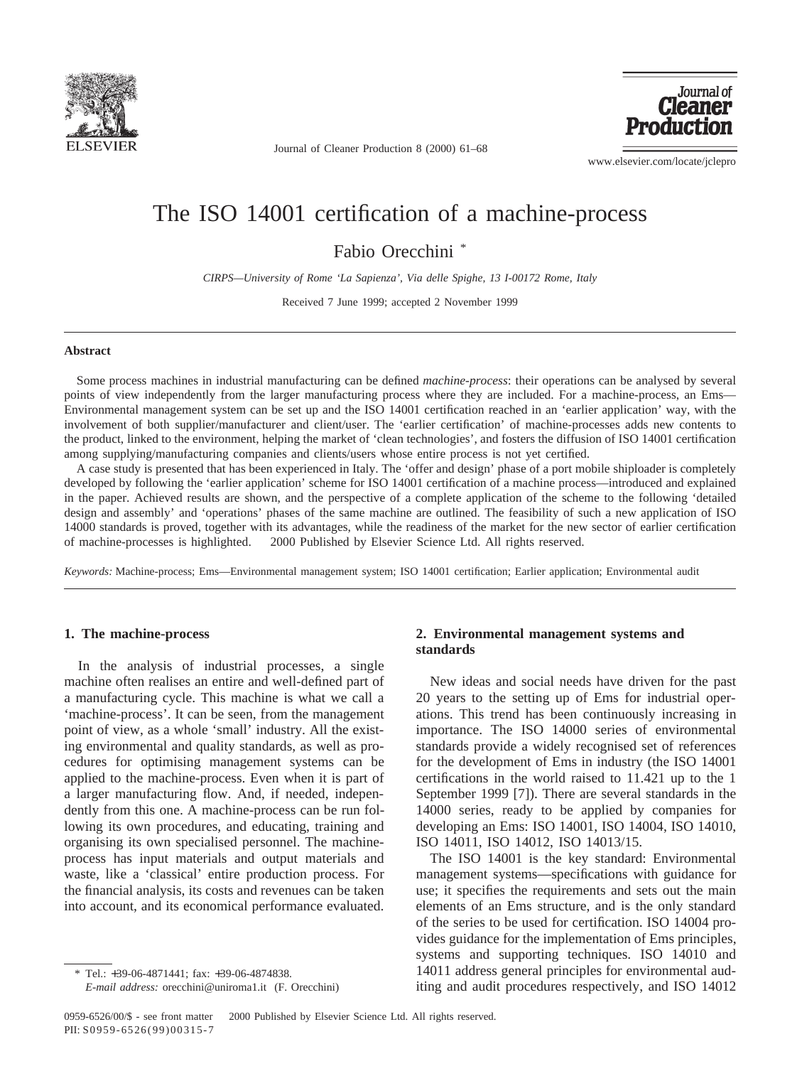# The ISO 14001 certification of a machine-process

Fabio Orecchini [*]

*CIRPS—University of Rome 'La Sapienza', Via delle Spighe, 13 I-00172 Rome, Italy*

Received 7 June 1999; accepted 2 November 1999

## Abstract

Some process machines in industrial manufacturing can be defined *machine-process*: their operations can be analysed by several points of view independently from the larger manufacturing process where they are included. For a machine-process, an Ems—Environmental management system can be set up and the ISO 14001 certification reached in an 'earlier application' way, with the involvement of both supplier/manufacturer and client/user. The 'earlier certification' of machine-processes adds new contents to the product, linked to the environment, helping the market of 'clean technologies', and fosters the diffusion of ISO 14001 certification among supplying/manufacturing companies and clients/users whose entire process is not yet certified.

A case study is presented that has been experienced in Italy. The 'offer and design' phase of a port mobile shiploader is completely developed by following the 'earlier application' scheme for ISO 14001 certification of a machine process—introduced and explained in the paper. Achieved results are shown, and the perspective of a complete application of the scheme to the following 'detailed design and assembly' and 'operations' phases of the same machine are outlined. The feasibility of such a new application of ISO 14000 standards is proved, together with its advantages, while the readiness of the market for the new sector of earlier certification of machine-processes is highlighted. © 2000 Published by Elsevier Science Ltd. All rights reserved.

*Keywords:* Machine-process; Ems—Environmental management system; ISO 14001 certification; Earlier application; Environmental audit

## 1. The machine-process

In the analysis of industrial processes, a single machine often realises an entire and well-defined part of a manufacturing cycle. This machine is what we call a 'machine-process'. It can be seen, from the management point of view, as a whole 'small' industry. All the existing environmental and quality standards, as well as procedures for optimising management systems can be applied to the machine-process. Even when it is part of a larger manufacturing flow. And, if needed, independently from this one. A machine-process can be run following its own procedures, and educating, training and organising its own specialised personnel. The machine-process has input materials and output materials and waste, like a 'classical' entire production process. For the financial analysis, its costs and revenues can be taken into account, and its economical performance evaluated.

## 2. Environmental management systems and standards

New ideas and social needs have driven for the past 20 years to the setting up of Ems for industrial operations. This trend has been continuously increasing in importance. The ISO 14000 series of environmental standards provide a widely recognised set of references for the development of Ems in industry (the ISO 14001 certifications in the world raised to 11.421 up to the 1 September 1999 [7]). There are several standards in the 14000 series, ready to be applied by companies for developing an Ems: ISO 14001, ISO 14004, ISO 14010, ISO 14011, ISO 14012, ISO 14013/15.

The ISO 14001 is the key standard: Environmental management systems—specifications with guidance for use; it specifies the requirements and sets out the main elements of an Ems structure, and is the only standard of the series to be used for certification. ISO 14004 provides guidance for the implementation of Ems principles, systems and supporting techniques. ISO 14010 and 14011 address general principles for environmental auditing and audit procedures respectively, and ISO 14012

---

* Tel.: +39-06-4871441; fax: +39-06-4874838.
*E-mail address:* orecchini@uniroma1.it (F. Orecchini)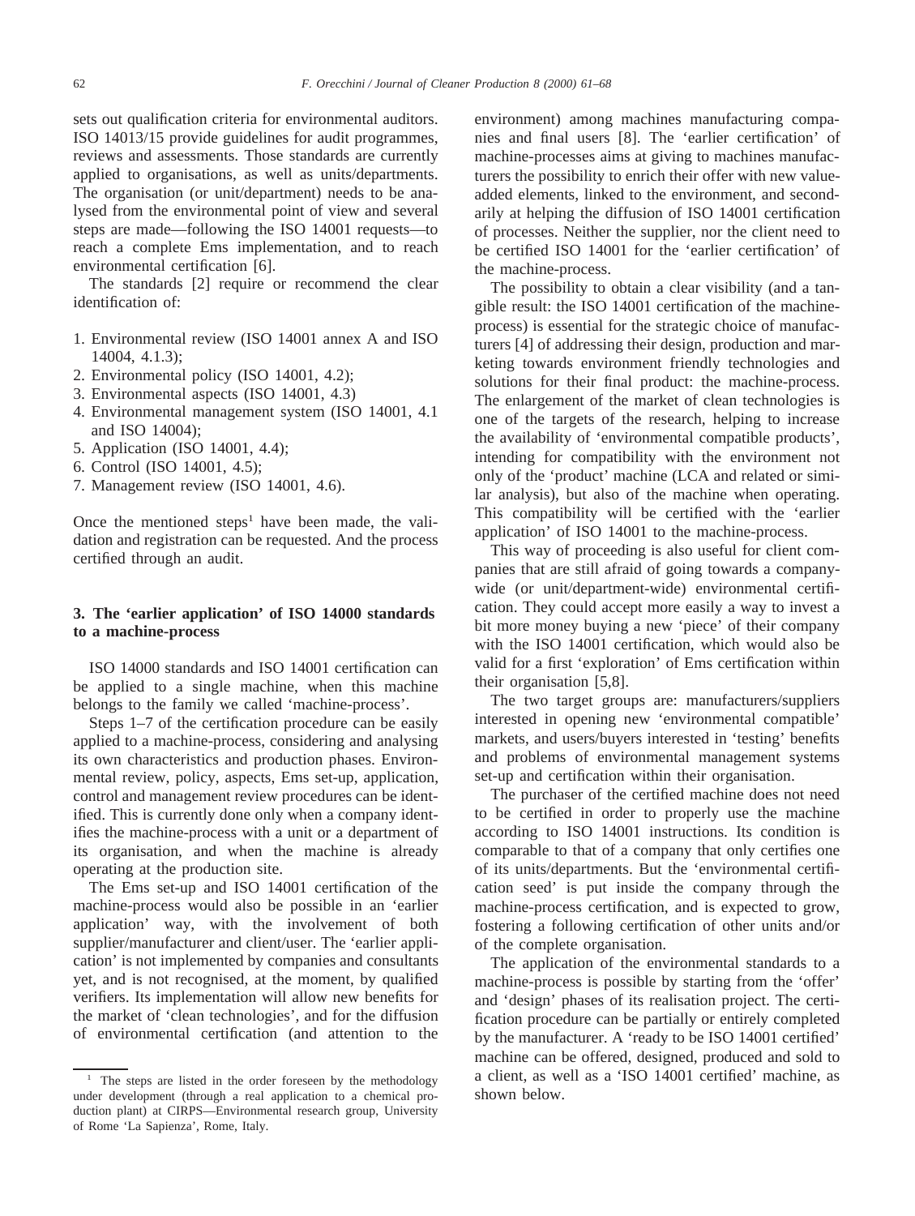sets out qualification criteria for environmental auditors. ISO 14013/15 provide guidelines for audit programmes, reviews and assessments. Those standards are currently applied to organisations, as well as units/departments. The organisation (or unit/department) needs to be analysed from the environmental point of view and several steps are made—following the ISO 14001 requests—to reach a complete Ems implementation, and to reach environmental certification [6].

The standards [2] require or recommend the clear identification of:

1. Environmental review (ISO 14001 annex A and ISO 14004, 4.1.3);
2. Environmental policy (ISO 14001, 4.2);
3. Environmental aspects (ISO 14001, 4.3)
4. Environmental management system (ISO 14001, 4.1 and ISO 14004);
5. Application (ISO 14001, 4.4);
6. Control (ISO 14001, 4.5);
7. Management review (ISO 14001, 4.6).

Once the mentioned steps[1] have been made, the validation and registration can be requested. And the process certified through an audit.

## 3. The 'earlier application' of ISO 14000 standards to a machine-process

ISO 14000 standards and ISO 14001 certification can be applied to a single machine, when this machine belongs to the family we called 'machine-process'.

Steps 1–7 of the certification procedure can be easily applied to a machine-process, considering and analysing its own characteristics and production phases. Environmental review, policy, aspects, Ems set-up, application, control and management review procedures can be identified. This is currently done only when a company identifies the machine-process with a unit or a department of its organisation, and when the machine is already operating at the production site.

The Ems set-up and ISO 14001 certification of the machine-process would also be possible in an 'earlier application' way, with the involvement of both supplier/manufacturer and client/user. The 'earlier application' is not implemented by companies and consultants yet, and is not recognised, at the moment, by qualified verifiers. Its implementation will allow new benefits for the market of 'clean technologies', and for the diffusion of environmental certification (and attention to the environment) among machines manufacturing companies and final users [8]. The 'earlier certification' of machine-processes aims at giving to machines manufacturers the possibility to enrich their offer with new value-added elements, linked to the environment, and secondarily at helping the diffusion of ISO 14001 certification of processes. Neither the supplier, nor the client need to be certified ISO 14001 for the 'earlier certification' of the machine-process.

The possibility to obtain a clear visibility (and a tangible result: the ISO 14001 certification of the machine-process) is essential for the strategic choice of manufacturers [4] of addressing their design, production and marketing towards environment friendly technologies and solutions for their final product: the machine-process. The enlargement of the market of clean technologies is one of the targets of the research, helping to increase the availability of 'environmental compatible products', intending for compatibility with the environment not only of the 'product' machine (LCA and related or similar analysis), but also of the machine when operating. This compatibility will be certified with the 'earlier application' of ISO 14001 to the machine-process.

This way of proceeding is also useful for client companies that are still afraid of going towards a company-wide (or unit/department-wide) environmental certification. They could accept more easily a way to invest a bit more money buying a new 'piece' of their company with the ISO 14001 certification, which would also be valid for a first 'exploration' of Ems certification within their organisation [5,8].

The two target groups are: manufacturers/suppliers interested in opening new 'environmental compatible' markets, and users/buyers interested in 'testing' benefits and problems of environmental management systems set-up and certification within their organisation.

The purchaser of the certified machine does not need to be certified in order to properly use the machine according to ISO 14001 instructions. Its condition is comparable to that of a company that only certifies one of its units/departments. But the 'environmental certification seed' is put inside the company through the machine-process certification, and is expected to grow, fostering a following certification of other units and/or of the complete organisation.

The application of the environmental standards to a machine-process is possible by starting from the 'offer' and 'design' phases of its realisation project. The certification procedure can be partially or entirely completed by the manufacturer. A 'ready to be ISO 14001 certified' machine can be offered, designed, produced and sold to a client, as well as a 'ISO 14001 certified' machine, as shown below.

[1] The steps are listed in the order foreseen by the methodology under development (through a real application to a chemical production plant) at CIRPS—Environmental research group, University of Rome 'La Sapienza', Rome, Italy.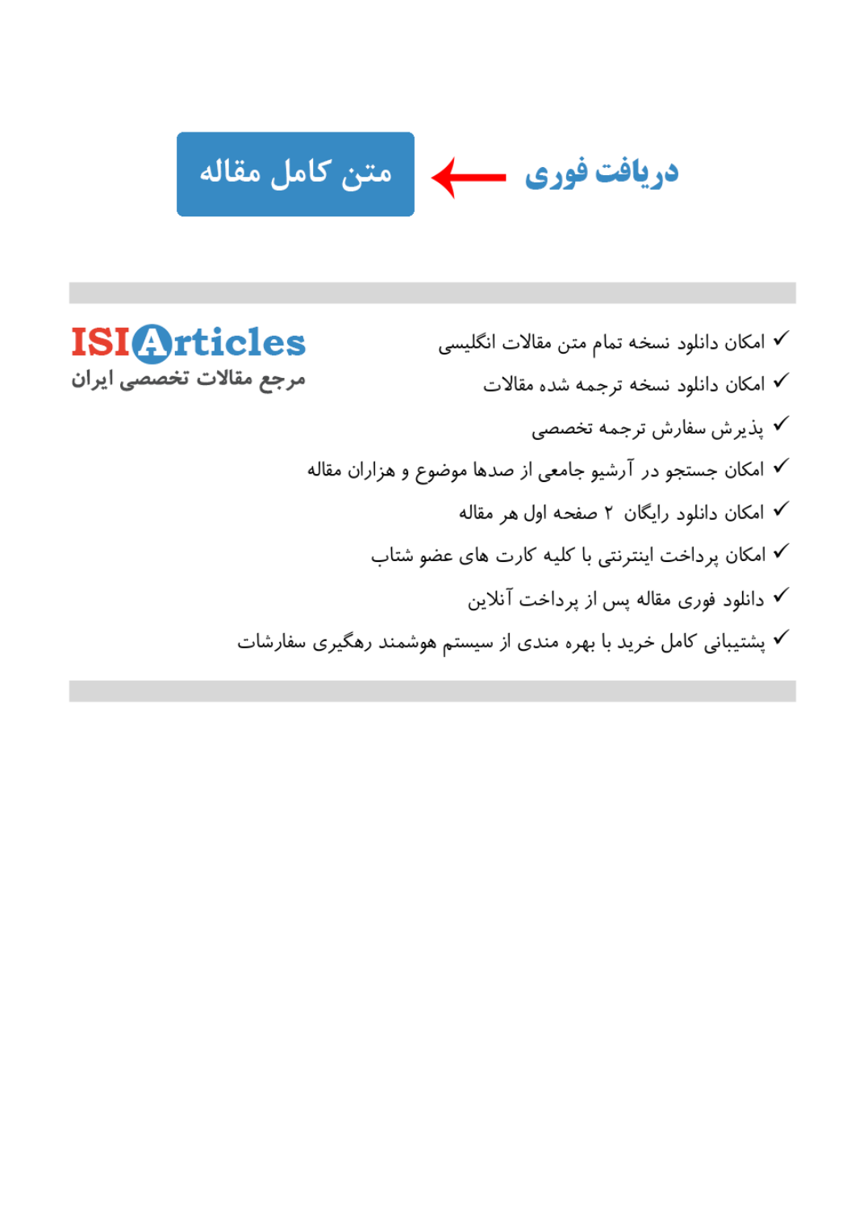دریافت فوری ← **متن کامل مقاله**

**ISIArticles**
مرجع مقالات تخصصی ایران

- ✓ امکان دانلود نسخه تمام متن مقالات انگلیسی
- ✓ امکان دانلود نسخه ترجمه شده مقالات
- ✓ پذیرش سفارش ترجمه تخصصی
- ✓ امکان جستجو در آرشیو جامعی از صدها موضوع و هزاران مقاله
- ✓ امکان دانلود رایگان ۲ صفحه اول هر مقاله
- ✓ امکان پرداخت اینترنتی با کلیه کارت های عضو شتاب
- ✓ دانلود فوری مقاله پس از پرداخت آنلاین
- ✓ پشتیبانی کامل خرید با بهره مندی از سیستم هوشمند رهگیری سفارشات